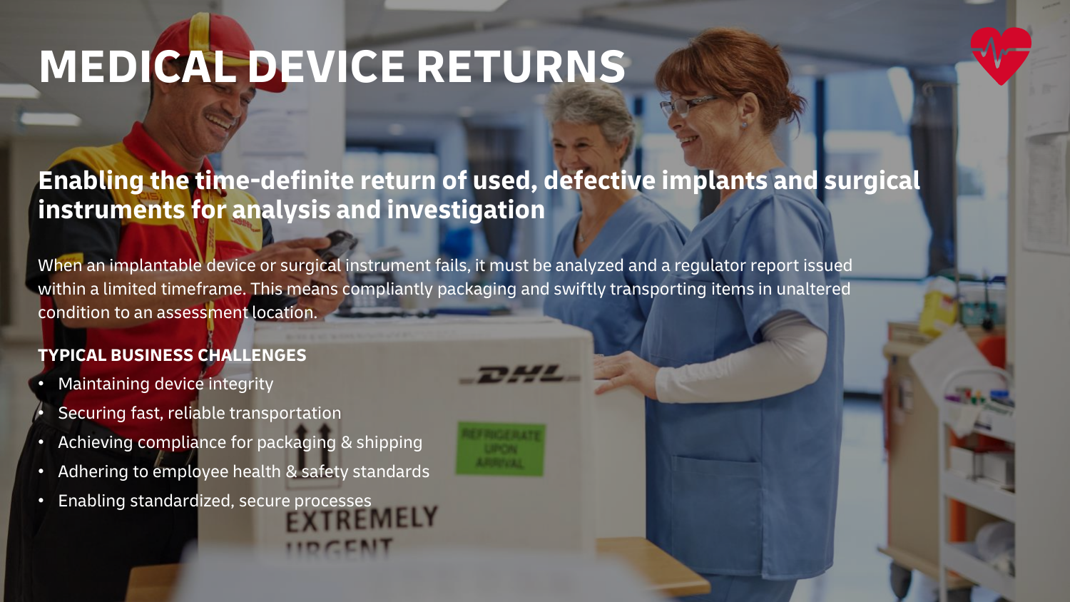# MEDICAL DEVICE RETURNS

## Enabling the time-definite return of used, defective implants and surgical instruments for analysis and investigation

When an implantable device or surgical instrument fails, it must be analyzed and a regulator report issued within a limited timeframe. This means compliantly packaging and swiftly transporting items in unaltered condition to an assessment location.

### TYPICAL BUSINESS CHALLENGES

- Maintaining device integrity
- Securing fast, reliable transportation
- Achieving compliance for packaging & shipping
- Adhering to employee health & safety standards
- Enabling standardized, secure processes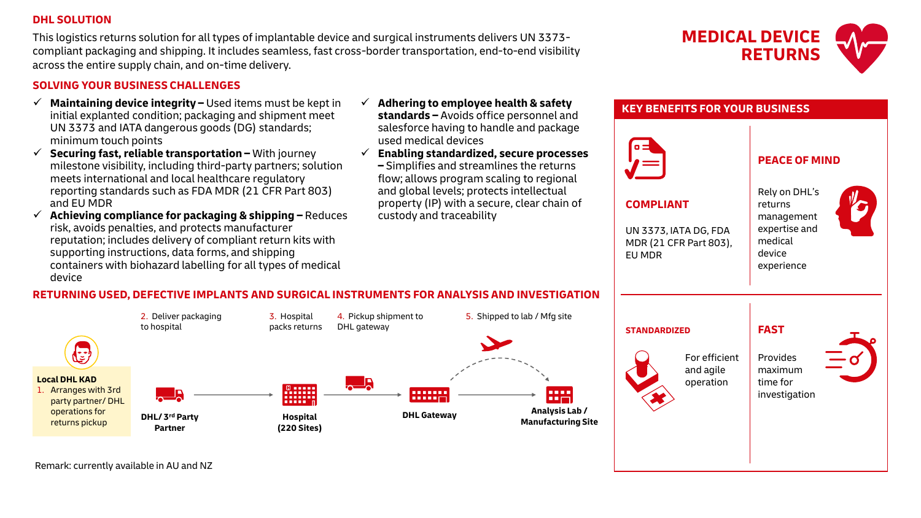# MEDICAL DEVICE RETURNS

## DHL SOLUTION

This logistics returns solution for all types of implantable device and surgical instruments delivers UN 3373-compliant packaging and shipping. It includes seamless, fast cross-border transportation, end-to-end visibility across the entire supply chain, and on-time delivery.

## SOLVING YOUR BUSINESS CHALLENGES

- ✓ **Maintaining device integrity –** Used items must be kept in initial explanted condition; packaging and shipment meet UN 3373 and IATA dangerous goods (DG) standards; minimum touch points
- ✓ **Securing fast, reliable transportation –** With journey milestone visibility, including third-party partners; solution meets international and local healthcare regulatory reporting standards such as FDA MDR (21 CFR Part 803) and EU MDR
- ✓ **Achieving compliance for packaging & shipping –** Reduces risk, avoids penalties, and protects manufacturer reputation; includes delivery of compliant return kits with supporting instructions, data forms, and shipping containers with biohazard labelling for all types of medical device
- ✓ **Adhering to employee health & safety standards –** Avoids office personnel and salesforce having to handle and package used medical devices
- ✓ **Enabling standardized, secure processes –** Simplifies and streamlines the returns flow; allows program scaling to regional and global levels; protects intellectual property (IP) with a secure, clear chain of custody and traceability

## RETURNING USED, DEFECTIVE IMPLANTS AND SURGICAL INSTRUMENTS FOR ANALYSIS AND INVESTIGATION

**Local DHL KAD**

1. Arranges with 3rd party partner/ DHL operations for returns pickup
2. Deliver packaging to hospital
3. Hospital packs returns
4. Pickup shipment to DHL gateway
5. Shipped to lab / Mfg site

**DHL/ 3rd Party Partner** → **Hospital (220 Sites)** → **DHL Gateway** → **Analysis Lab / Manufacturing Site**

Remark: currently available in AU and NZ

## KEY BENEFITS FOR YOUR BUSINESS

**COMPLIANT**

UN 3373, IATA DG, FDA MDR (21 CFR Part 803), EU MDR

**PEACE OF MIND**

Rely on DHL's returns management expertise and medical device experience

**STANDARDIZED**

For efficient and agile operation

**FAST**

Provides maximum time for investigation